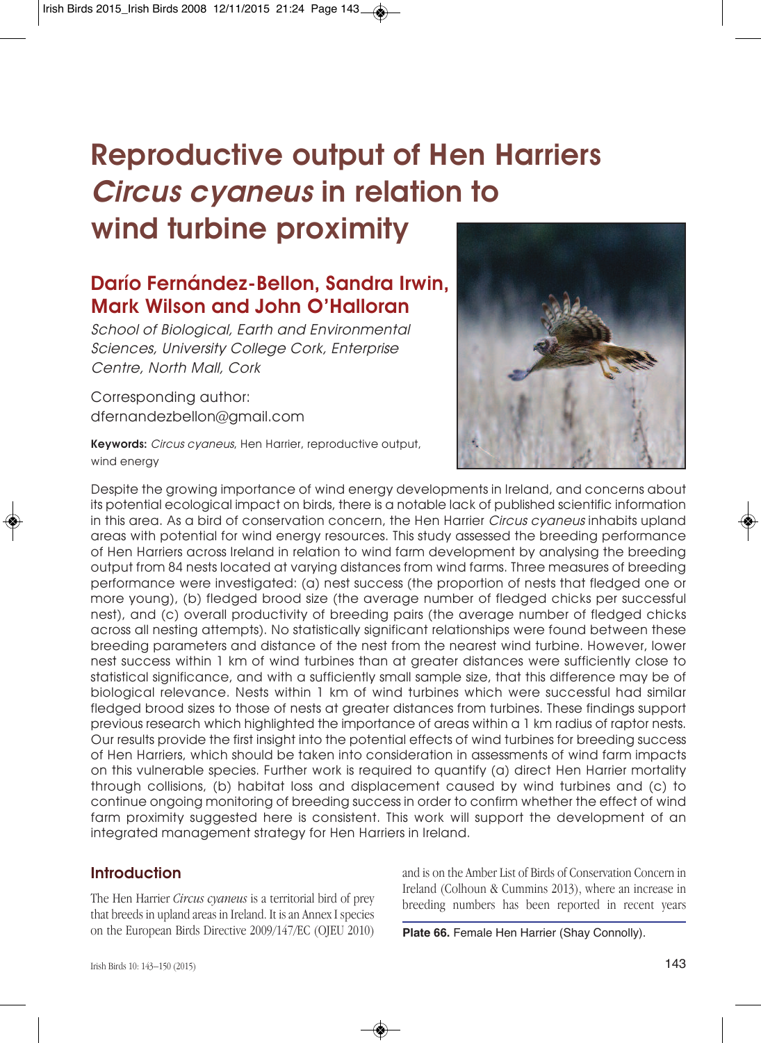# Reproductive output of Hen Harriers *Circus cyaneus* in relation to wind turbine proximity

## Darío Fernández-Bellon, Sandra Irwin, Mark Wilson and John O'Halloran

*School of Biological, Earth and Environmental Sciences, University College Cork, Enterprise Centre, North Mall, Cork*

Corresponding author: dfernandezbellon@gmail.com

**Keywords:** *Circus cyaneus*, Hen Harrier, reproductive output, wind energy

Plate 66. Female Hen Harrier (Shay Connolly).

Despite the growing importance of wind energy developments in Ireland, and concerns about its potential ecological impact on birds, there is a notable lack of published scientific information in this area. As a bird of conservation concern, the Hen Harrier *Circus cyaneus* inhabits upland areas with potential for wind energy resources. This study assessed the breeding performance of Hen Harriers across Ireland in relation to wind farm development by analysing the breeding output from 84 nests located at varying distances from wind farms. Three measures of breeding performance were investigated: (a) nest success (the proportion of nests that fledged one or more young), (b) fledged brood size (the average number of fledged chicks per successful nest), and (c) overall productivity of breeding pairs (the average number of fledged chicks across all nesting attempts). No statistically significant relationships were found between these breeding parameters and distance of the nest from the nearest wind turbine. However, lower nest success within 1 km of wind turbines than at greater distances were sufficiently close to statistical significance, and with a sufficiently small sample size, that this difference may be of biological relevance. Nests within 1 km of wind turbines which were successful had similar fledged brood sizes to those of nests at greater distances from turbines. These findings support previous research which highlighted the importance of areas within a 1 km radius of raptor nests. Our results provide the first insight into the potential effects of wind turbines for breeding success of Hen Harriers, which should be taken into consideration in assessments of wind farm impacts on this vulnerable species. Further work is required to quantify (a) direct Hen Harrier mortality through collisions, (b) habitat loss and displacement caused by wind turbines and (c) to continue ongoing monitoring of breeding success in order to confirm whether the effect of wind farm proximity suggested here is consistent. This work will support the development of an integrated management strategy for Hen Harriers in Ireland.

## Introduction

The Hen Harrier *Circus cyaneus* is a territorial bird of prey that breeds in upland areas in Ireland. It is an Annex I species on the European Birds Directive 2009/147/EC (OJEU 2010) and is on the Amber List of Birds of Conservation Concern in Ireland (Colhoun & Cummins 2013), where an increase in breeding numbers has been reported in recent years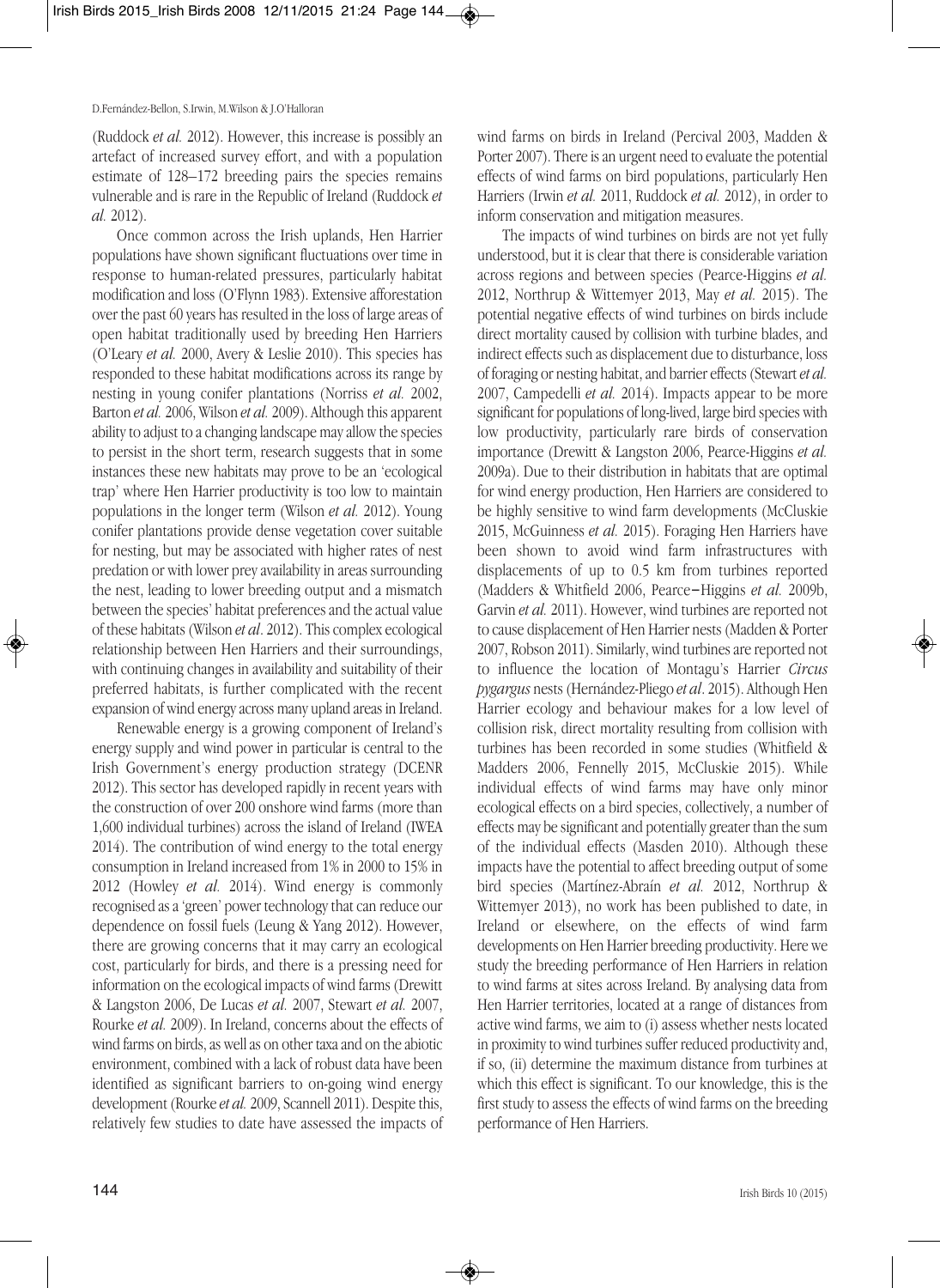(Ruddock *et al.* 2012). However, this increase is possibly an artefact of increased survey effort, and with a population estimate of 128–172 breeding pairs the species remains vulnerable and is rare in the Republic of Ireland (Ruddock *et al.* 2012).

Once common across the Irish uplands, Hen Harrier populations have shown significant fluctuations over time in response to human-related pressures, particularly habitat modification and loss (O'Flynn 1983). Extensive afforestation over the past 60 years has resulted in the loss of large areas of open habitat traditionally used by breeding Hen Harriers (O'Leary *et al.* 2000, Avery & Leslie 2010). This species has responded to these habitat modifications across its range by nesting in young conifer plantations (Norriss *et al.* 2002, Barton *et al.* 2006, Wilson *et al.* 2009). Although this apparent ability to adjust to a changing landscape may allow the species to persist in the short term, research suggests that in some instances these new habitats may prove to be an 'ecological trap' where Hen Harrier productivity is too low to maintain populations in the longer term (Wilson *et al.* 2012). Young conifer plantations provide dense vegetation cover suitable for nesting, but may be associated with higher rates of nest predation or with lower prey availability in areas surrounding the nest, leading to lower breeding output and a mismatch between the species' habitat preferences and the actual value of these habitats (Wilson *et al*. 2012). This complex ecological relationship between Hen Harriers and their surroundings, with continuing changes in availability and suitability of their preferred habitats, is further complicated with the recent expansion of wind energy across many upland areas in Ireland.

Renewable energy is a growing component of Ireland's energy supply and wind power in particular is central to the Irish Government's energy production strategy (DCENR 2012). This sector has developed rapidly in recent years with the construction of over 200 onshore wind farms (more than 1,600 individual turbines) across the island of Ireland (IWEA 2014). The contribution of wind energy to the total energy consumption in Ireland increased from 1% in 2000 to 15% in 2012 (Howley *et al.* 2014). Wind energy is commonly recognised as a 'green' power technology that can reduce our dependence on fossil fuels (Leung & Yang 2012). However, there are growing concerns that it may carry an ecological cost, particularly for birds, and there is a pressing need for information on the ecological impacts of wind farms (Drewitt & Langston 2006, De Lucas *et al.* 2007, Stewart *et al.* 2007, Rourke *et al.* 2009). In Ireland, concerns about the effects of wind farms on birds, as well as on other taxa and on the abiotic environment, combined with a lack of robust data have been identified as significant barriers to on-going wind energy development (Rourke *et al.* 2009, Scannell 2011). Despite this, relatively few studies to date have assessed the impacts of wind farms on birds in Ireland (Percival 2003, Madden & Porter 2007). There is an urgent need to evaluate the potential effects of wind farms on bird populations, particularly Hen Harriers (Irwin *et al.* 2011, Ruddock *et al.* 2012), in order to inform conservation and mitigation measures.

The impacts of wind turbines on birds are not yet fully understood, but it is clear that there is considerable variation across regions and between species (Pearce-Higgins *et al.* 2012, Northrup & Wittemyer 2013, May *et al.* 2015). The potential negative effects of wind turbines on birds include direct mortality caused by collision with turbine blades, and indirect effects such as displacement due to disturbance, loss of foraging or nesting habitat, and barrier effects (Stewart *et al.* 2007, Campedelli *et al.* 2014). Impacts appear to be more significant for populations of long-lived, large bird species with low productivity, particularly rare birds of conservation importance (Drewitt & Langston 2006, Pearce-Higgins *et al.* 2009a). Due to their distribution in habitats that are optimal for wind energy production, Hen Harriers are considered to be highly sensitive to wind farm developments (McCluskie 2015, McGuinness *et al.* 2015). Foraging Hen Harriers have been shown to avoid wind farm infrastructures with displacements of up to 0.5 km from turbines reported (Madders & Whitfield 2006, Pearce–Higgins *et al.* 2009b, Garvin *et al.* 2011). However, wind turbines are reported not to cause displacement of Hen Harrier nests (Madden & Porter 2007, Robson 2011). Similarly, wind turbines are reported not to influence the location of Montagu's Harrier *Circus pygargus* nests (Hernández-Pliego *et al*. 2015). Although Hen Harrier ecology and behaviour makes for a low level of collision risk, direct mortality resulting from collision with turbines has been recorded in some studies (Whitfield & Madders 2006, Fennelly 2015, McCluskie 2015). While individual effects of wind farms may have only minor ecological effects on a bird species, collectively, a number of effects may be significant and potentially greater than the sum of the individual effects (Masden 2010). Although these impacts have the potential to affect breeding output of some bird species (Martínez-Abraín *et al.* 2012, Northrup & Wittemyer 2013), no work has been published to date, in Ireland or elsewhere, on the effects of wind farm developments on Hen Harrier breeding productivity. Here we study the breeding performance of Hen Harriers in relation to wind farms at sites across Ireland. By analysing data from Hen Harrier territories, located at a range of distances from active wind farms, we aim to (i) assess whether nests located in proximity to wind turbines suffer reduced productivity and, if so, (ii) determine the maximum distance from turbines at which this effect is significant. To our knowledge, this is the first study to assess the effects of wind farms on the breeding performance of Hen Harriers.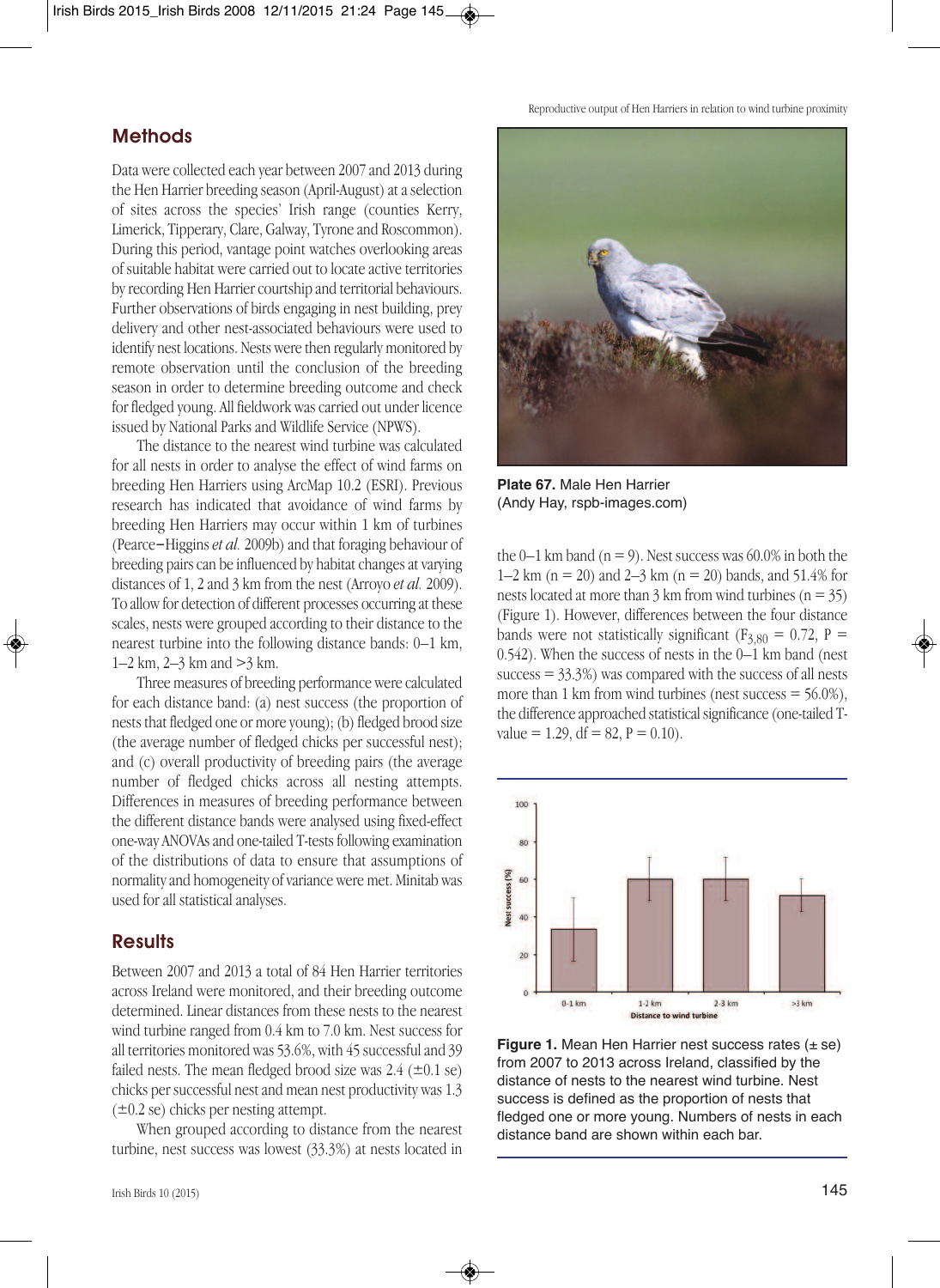## Methods

Data were collected each year between 2007 and 2013 during the Hen Harrier breeding season (April-August) at a selection of sites across the species' Irish range (counties Kerry, Limerick, Tipperary, Clare, Galway, Tyrone and Roscommon). During this period, vantage point watches overlooking areas of suitable habitat were carried out to locate active territories by recording Hen Harrier courtship and territorial behaviours. Further observations of birds engaging in nest building, prey delivery and other nest-associated behaviours were used to identify nest locations. Nests were then regularly monitored by remote observation until the conclusion of the breeding season in order to determine breeding outcome and check for fledged young. All fieldwork was carried out under licence issued by National Parks and Wildlife Service (NPWS).

The distance to the nearest wind turbine was calculated for all nests in order to analyse the effect of wind farms on breeding Hen Harriers using ArcMap 10.2 (ESRI). Previous research has indicated that avoidance of wind farms by breeding Hen Harriers may occur within 1 km of turbines (Pearce-Higgins *et al.* 2009b) and that foraging behaviour of breeding pairs can be influenced by habitat changes at varying distances of 1, 2 and 3 km from the nest (Arroyo *et al.* 2009). To allow for detection of different processes occurring at these scales, nests were grouped according to their distance to the nearest turbine into the following distance bands: 0–1 km, 1–2 km, 2–3 km and >3 km.

Three measures of breeding performance were calculated for each distance band: (a) nest success (the proportion of nests that fledged one or more young); (b) fledged brood size (the average number of fledged chicks per successful nest); and (c) overall productivity of breeding pairs (the average number of fledged chicks across all nesting attempts. Differences in measures of breeding performance between the different distance bands were analysed using fixed-effect one-way ANOVAs and one-tailed T-tests following examination of the distributions of data to ensure that assumptions of normality and homogeneity of variance were met. Minitab was used for all statistical analyses.

## Results

Between 2007 and 2013 a total of 84 Hen Harrier territories across Ireland were monitored, and their breeding outcome determined. Linear distances from these nests to the nearest wind turbine ranged from 0.4 km to 7.0 km. Nest success for all territories monitored was 53.6%, with 45 successful and 39 failed nests. The mean fledged brood size was 2.4 (±0.1 se) chicks per successful nest and mean nest productivity was 1.3 (±0.2 se) chicks per nesting attempt.

When grouped according to distance from the nearest turbine, nest success was lowest (33.3%) at nests located in the 0–1 km band (n = 9). Nest success was 60.0% in both the 1–2 km (n = 20) and 2–3 km (n = 20) bands, and 51.4% for nests located at more than 3 km from wind turbines (n = 35) (Figure 1). However, differences between the four distance bands were not statistically significant ($F_{3,80}$ = 0.72, P = 0.542). When the success of nests in the 0–1 km band (nest success = 33.3%) was compared with the success of all nests more than 1 km from wind turbines (nest success = 56.0%), the difference approached statistical significance (one-tailed T-value = 1.29, df = 82, P = 0.10).

**Plate 67.** Male Hen Harrier (Andy Hay, rspb-images.com)

**Figure 1.** Mean Hen Harrier nest success rates (± se) from 2007 to 2013 across Ireland, classified by the distance of nests to the nearest wind turbine. Nest success is defined as the proportion of nests that fledged one or more young. Numbers of nests in each distance band are shown within each bar.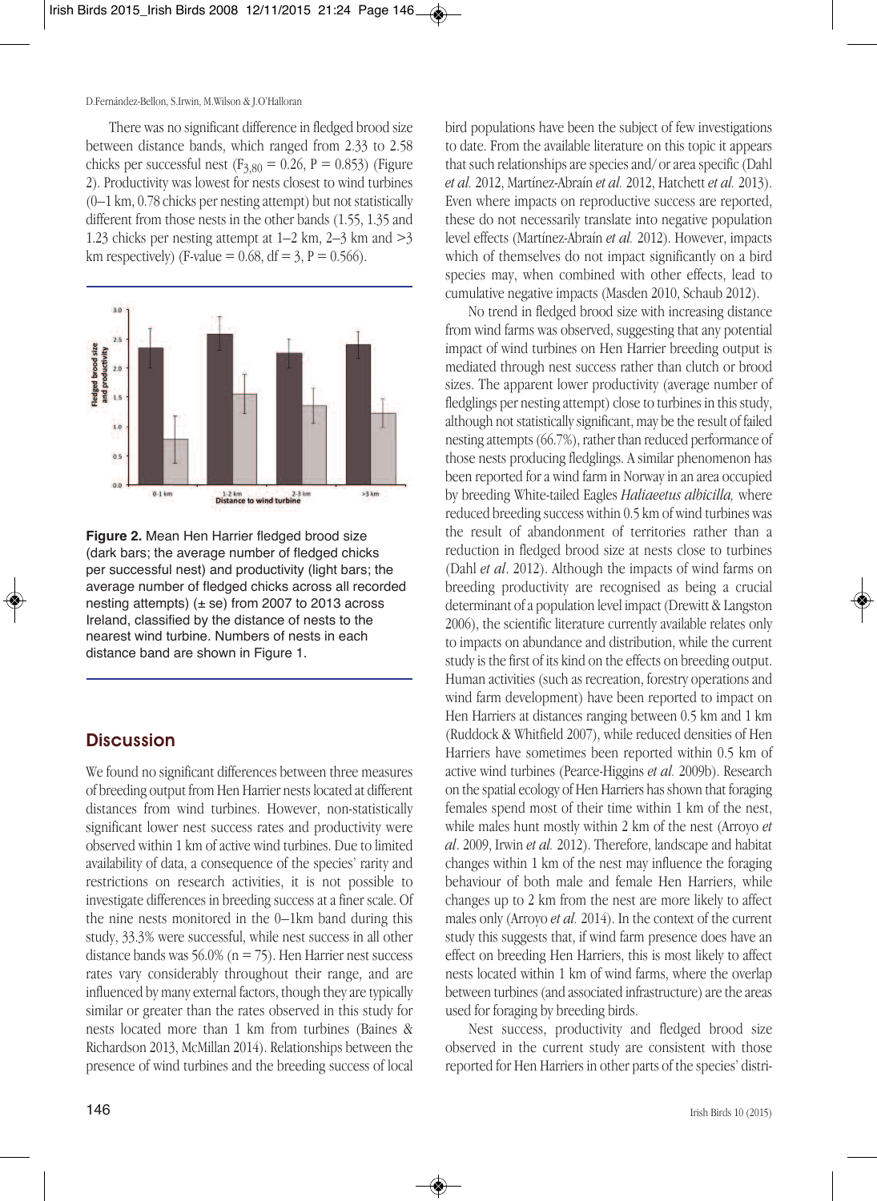There was no significant difference in fledged brood size between distance bands, which ranged from 2.33 to 2.58 chicks per successful nest ($F_{3,80} = 0.26$, $P = 0.853$) (Figure 2). Productivity was lowest for nests closest to wind turbines (0–1 km, 0.78 chicks per nesting attempt) but not statistically different from those nests in the other bands (1.55, 1.35 and 1.23 chicks per nesting attempt at 1–2 km, 2–3 km and >3 km respectively) (F-value = 0.68, df = 3, $P = 0.566$).

**Figure 2.** Mean Hen Harrier fledged brood size (dark bars; the average number of fledged chicks per successful nest) and productivity (light bars; the average number of fledged chicks across all recorded nesting attempts) (± se) from 2007 to 2013 across Ireland, classified by the distance of nests to the nearest wind turbine. Numbers of nests in each distance band are shown in Figure 1.

## Discussion

We found no significant differences between three measures of breeding output from Hen Harrier nests located at different distances from wind turbines. However, non-statistically significant lower nest success rates and productivity were observed within 1 km of active wind turbines. Due to limited availability of data, a consequence of the species' rarity and restrictions on research activities, it is not possible to investigate differences in breeding success at a finer scale. Of the nine nests monitored in the 0–1km band during this study, 33.3% were successful, while nest success in all other distance bands was 56.0% (n = 75). Hen Harrier nest success rates vary considerably throughout their range, and are influenced by many external factors, though they are typically similar or greater than the rates observed in this study for nests located more than 1 km from turbines (Baines & Richardson 2013, McMillan 2014). Relationships between the presence of wind turbines and the breeding success of local bird populations have been the subject of few investigations to date. From the available literature on this topic it appears that such relationships are species and/ or area specific (Dahl *et al.* 2012, Martínez-Abraín *et al.* 2012, Hatchett *et al.* 2013). Even where impacts on reproductive success are reported, these do not necessarily translate into negative population level effects (Martínez-Abraín *et al.* 2012). However, impacts which of themselves do not impact significantly on a bird species may, when combined with other effects, lead to cumulative negative impacts (Masden 2010, Schaub 2012).

No trend in fledged brood size with increasing distance from wind farms was observed, suggesting that any potential impact of wind turbines on Hen Harrier breeding output is mediated through nest success rather than clutch or brood sizes. The apparent lower productivity (average number of fledglings per nesting attempt) close to turbines in this study, although not statistically significant, may be the result of failed nesting attempts (66.7%), rather than reduced performance of those nests producing fledglings. A similar phenomenon has been reported for a wind farm in Norway in an area occupied by breeding White-tailed Eagles *Haliaeetus albicilla,* where reduced breeding success within 0.5 km of wind turbines was the result of abandonment of territories rather than a reduction in fledged brood size at nests close to turbines (Dahl *et al*. 2012). Although the impacts of wind farms on breeding productivity are recognised as being a crucial determinant of a population level impact (Drewitt & Langston 2006), the scientific literature currently available relates only to impacts on abundance and distribution, while the current study is the first of its kind on the effects on breeding output. Human activities (such as recreation, forestry operations and wind farm development) have been reported to impact on Hen Harriers at distances ranging between 0.5 km and 1 km (Ruddock & Whitfield 2007), while reduced densities of Hen Harriers have sometimes been reported within 0.5 km of active wind turbines (Pearce-Higgins *et al.* 2009b). Research on the spatial ecology of Hen Harriers has shown that foraging females spend most of their time within 1 km of the nest, while males hunt mostly within 2 km of the nest (Arroyo *et al*. 2009, Irwin *et al.* 2012). Therefore, landscape and habitat changes within 1 km of the nest may influence the foraging behaviour of both male and female Hen Harriers, while changes up to 2 km from the nest are more likely to affect males only (Arroyo *et al.* 2014). In the context of the current study this suggests that, if wind farm presence does have an effect on breeding Hen Harriers, this is most likely to affect nests located within 1 km of wind farms, where the overlap between turbines (and associated infrastructure) are the areas used for foraging by breeding birds.

Nest success, productivity and fledged brood size observed in the current study are consistent with those reported for Hen Harriers in other parts of the species' distri-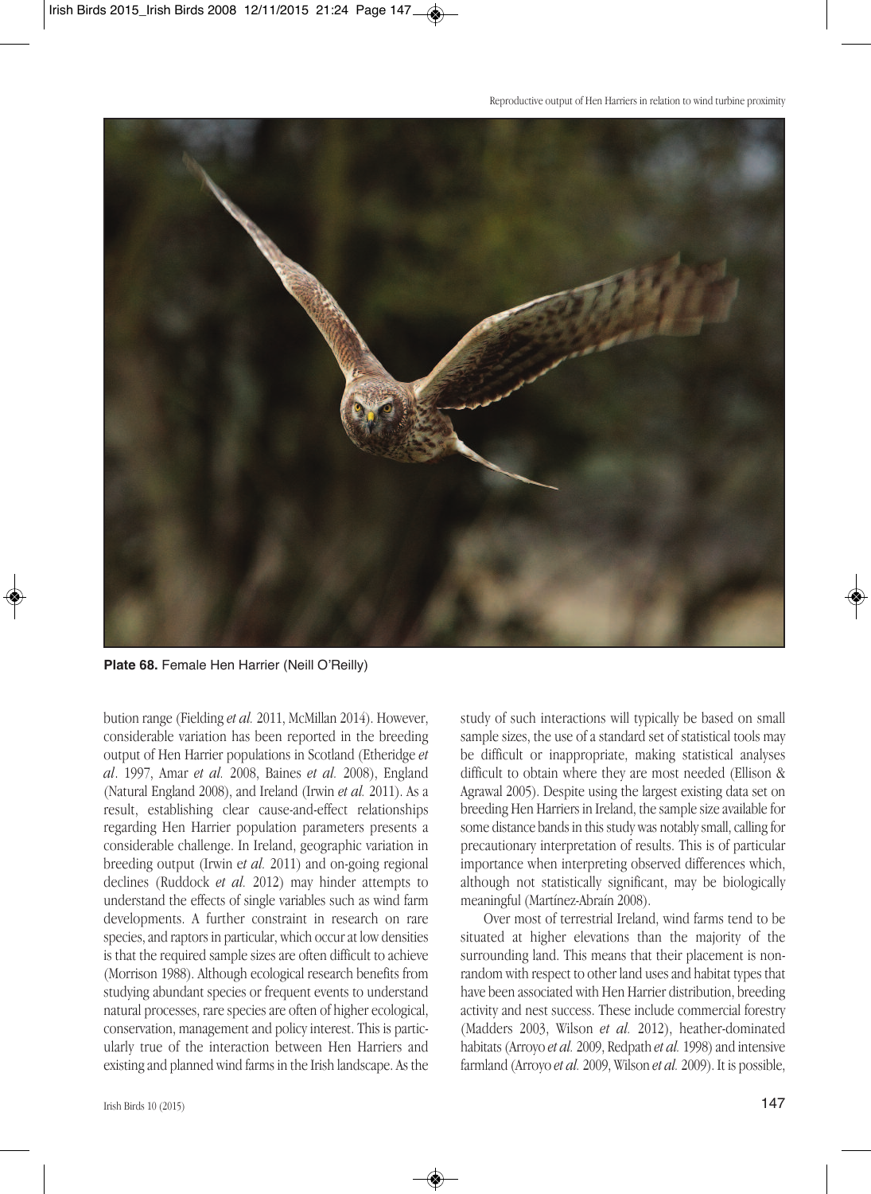**Plate 68.** Female Hen Harrier (Neill O'Reilly)

bution range (Fielding *et al.* 2011, McMillan 2014). However, considerable variation has been reported in the breeding output of Hen Harrier populations in Scotland (Etheridge *et al*. 1997, Amar *et al.* 2008, Baines *et al.* 2008), England (Natural England 2008), and Ireland (Irwin *et al.* 2011). As a result, establishing clear cause-and-effect relationships regarding Hen Harrier population parameters presents a considerable challenge. In Ireland, geographic variation in breeding output (Irwin e*t al.* 2011) and on-going regional declines (Ruddock *et al.* 2012) may hinder attempts to understand the effects of single variables such as wind farm developments. A further constraint in research on rare species, and raptors in particular, which occur at low densities is that the required sample sizes are often difficult to achieve (Morrison 1988). Although ecological research benefits from studying abundant species or frequent events to understand natural processes, rare species are often of higher ecological, conservation, management and policy interest. This is particularly true of the interaction between Hen Harriers and existing and planned wind farms in the Irish landscape. As the study of such interactions will typically be based on small sample sizes, the use of a standard set of statistical tools may be difficult or inappropriate, making statistical analyses difficult to obtain where they are most needed (Ellison & Agrawal 2005). Despite using the largest existing data set on breeding Hen Harriers in Ireland, the sample size available for some distance bands in this study was notably small, calling for precautionary interpretation of results. This is of particular importance when interpreting observed differences which, although not statistically significant, may be biologically meaningful (Martínez-Abraín 2008).

Over most of terrestrial Ireland, wind farms tend to be situated at higher elevations than the majority of the surrounding land. This means that their placement is non-random with respect to other land uses and habitat types that have been associated with Hen Harrier distribution, breeding activity and nest success. These include commercial forestry (Madders 2003, Wilson *et al.* 2012), heather-dominated habitats (Arroyo *et al.* 2009, Redpath *et al.* 1998) and intensive farmland (Arroyo *et al.* 2009, Wilson *et al.* 2009). It is possible,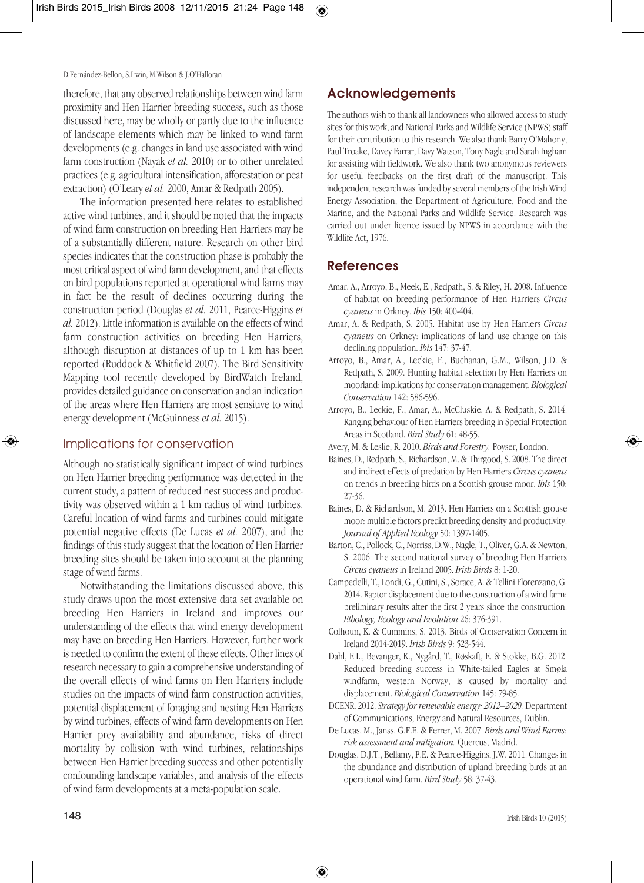therefore, that any observed relationships between wind farm proximity and Hen Harrier breeding success, such as those discussed here, may be wholly or partly due to the influence of landscape elements which may be linked to wind farm developments (e.g. changes in land use associated with wind farm construction (Nayak *et al.* 2010) or to other unrelated practices (e.g. agricultural intensification, afforestation or peat extraction) (O'Leary *et al.* 2000, Amar & Redpath 2005).

The information presented here relates to established active wind turbines, and it should be noted that the impacts of wind farm construction on breeding Hen Harriers may be of a substantially different nature. Research on other bird species indicates that the construction phase is probably the most critical aspect of wind farm development, and that effects on bird populations reported at operational wind farms may in fact be the result of declines occurring during the construction period (Douglas *et al.* 2011, Pearce-Higgins *et al.* 2012). Little information is available on the effects of wind farm construction activities on breeding Hen Harriers, although disruption at distances of up to 1 km has been reported (Ruddock & Whitfield 2007). The Bird Sensitivity Mapping tool recently developed by BirdWatch Ireland, provides detailed guidance on conservation and an indication of the areas where Hen Harriers are most sensitive to wind energy development (McGuinness *et al.* 2015).

### Implications for conservation

Although no statistically significant impact of wind turbines on Hen Harrier breeding performance was detected in the current study, a pattern of reduced nest success and productivity was observed within a 1 km radius of wind turbines. Careful location of wind farms and turbines could mitigate potential negative effects (De Lucas *et al.* 2007), and the findings of this study suggest that the location of Hen Harrier breeding sites should be taken into account at the planning stage of wind farms.

Notwithstanding the limitations discussed above, this study draws upon the most extensive data set available on breeding Hen Harriers in Ireland and improves our understanding of the effects that wind energy development may have on breeding Hen Harriers. However, further work is needed to confirm the extent of these effects. Other lines of research necessary to gain a comprehensive understanding of the overall effects of wind farms on Hen Harriers include studies on the impacts of wind farm construction activities, potential displacement of foraging and nesting Hen Harriers by wind turbines, effects of wind farm developments on Hen Harrier prey availability and abundance, risks of direct mortality by collision with wind turbines, relationships between Hen Harrier breeding success and other potentially confounding landscape variables, and analysis of the effects of wind farm developments at a meta-population scale.

## Acknowledgements

The authors wish to thank all landowners who allowed access to study sites for this work, and National Parks and Wildlife Service (NPWS) staff for their contribution to this research. We also thank Barry O'Mahony, Paul Troake, Davey Farrar, Davy Watson, Tony Nagle and Sarah Ingham for assisting with fieldwork. We also thank two anonymous reviewers for useful feedbacks on the first draft of the manuscript. This independent research was funded by several members of the Irish Wind Energy Association, the Department of Agriculture, Food and the Marine, and the National Parks and Wildlife Service. Research was carried out under licence issued by NPWS in accordance with the Wildlife Act, 1976.

## References

Amar, A., Arroyo, B., Meek, E., Redpath, S. & Riley, H. 2008. Influence of habitat on breeding performance of Hen Harriers *Circus cyaneus* in Orkney. *Ibis* 150: 400-404.

Amar, A. & Redpath, S. 2005. Habitat use by Hen Harriers *Circus cyaneus* on Orkney: implications of land use change on this declining population. *Ibis* 147: 37-47.

Arroyo, B., Amar, A., Leckie, F., Buchanan, G.M., Wilson, J.D. & Redpath, S. 2009. Hunting habitat selection by Hen Harriers on moorland: implications for conservation management. *Biological Conservation* 142: 586-596.

Arroyo, B., Leckie, F., Amar, A., McCluskie, A. & Redpath, S. 2014. Ranging behaviour of Hen Harriers breeding in Special Protection Areas in Scotland. *Bird Study* 61: 48-55.

Avery, M. & Leslie, R. 2010. *Birds and Forestry.* Poyser, London.

Baines, D., Redpath, S., Richardson, M. & Thirgood, S. 2008. The direct and indirect effects of predation by Hen Harriers *Circus cyaneus* on trends in breeding birds on a Scottish grouse moor. *Ibis* 150: 27-36.

Baines, D. & Richardson, M. 2013. Hen Harriers on a Scottish grouse moor: multiple factors predict breeding density and productivity. *Journal of Applied Ecology* 50: 1397-1405.

Barton, C., Pollock, C., Norriss, D.W., Nagle, T., Oliver, G.A. & Newton, S. 2006. The second national survey of breeding Hen Harriers *Circus cyaneus* in Ireland 2005. *Irish Birds* 8: 1-20.

Campedelli, T., Londi, G., Cutini, S., Sorace, A. & Tellini Florenzano, G. 2014. Raptor displacement due to the construction of a wind farm: preliminary results after the first 2 years since the construction. *Ethology, Ecology and Evolution* 26: 376-391.

Colhoun, K. & Cummins, S. 2013. Birds of Conservation Concern in Ireland 2014-2019. *Irish Birds* 9: 523-544.

Dahl, E.L., Bevanger, K., Nygård, T., Røskaft, E. & Stokke, B.G. 2012. Reduced breeding success in White-tailed Eagles at Smøla windfarm, western Norway, is caused by mortality and displacement. *Biological Conservation* 145: 79-85.

DCENR. 2012. *Strategy for renewable energy: 2012–2020.* Department of Communications, Energy and Natural Resources, Dublin.

De Lucas, M., Janss, G.F.E. & Ferrer, M. 2007. *Birds and Wind Farms: risk assessment and mitigation.* Quercus, Madrid.

Douglas, D.J.T., Bellamy, P.E. & Pearce-Higgins, J.W. 2011. Changes in the abundance and distribution of upland breeding birds at an operational wind farm. *Bird Study* 58: 37-43.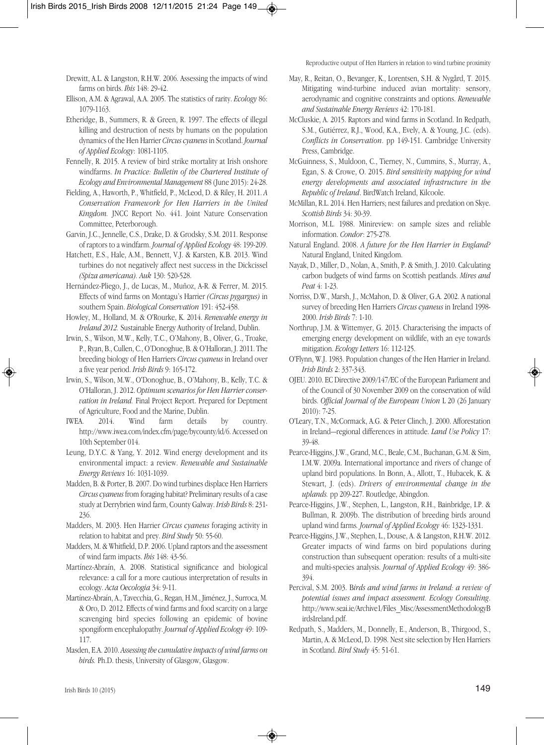Drewitt, A.L. & Langston, R.H.W. 2006. Assessing the impacts of wind farms on birds. *Ibis* 148: 29-42.

Ellison, A.M. & Agrawal, A.A. 2005. The statistics of rarity. *Ecology* 86: 1079-1163.

Etheridge, B., Summers, R. & Green, R. 1997. The effects of illegal killing and destruction of nests by humans on the population dynamics of the Hen Harrier *Circus cyaneus* in Scotland. *Journal of Applied Ecology*: 1081-1105.

Fennelly, R. 2015. A review of bird strike mortality at Irish onshore windfarms. *In Practice: Bulletin of the Chartered Institute of Ecology and Environmental Management* 88 (June 2015): 24-28.

Fielding, A., Haworth, P., Whitfield, P., McLeod, D. & Riley, H. 2011. *A Conservation Framework for Hen Harriers in the United Kingdom.* JNCC Report No. 441. Joint Nature Conservation Committee, Peterborough.

Garvin, J.C., Jennelle, C.S., Drake, D. & Grodsky, S.M. 2011. Response of raptors to a windfarm. *Journal of Applied Ecology* 48: 199-209.

Hatchett, E.S., Hale, A.M., Bennett, V.J. & Karsten, K.B. 2013. Wind turbines do not negatively affect nest success in the Dickcissel *(Spiza americana). Auk* 130: 520-528.

Hernández-Pliego, J., de Lucas, M., Muñoz, A-R. & Ferrer, M. 2015. Effects of wind farms on Montagu's Harrier *(Circus pygargus)* in southern Spain. *Biological Conservation* 191: 452-458.

Howley, M., Holland, M. & O'Rourke, K. 2014. *Renewable energy in Ireland 2012.* Sustainable Energy Authority of Ireland, Dublin.

Irwin, S., Wilson, M.W., Kelly, T.C., O'Mahony, B., Oliver, G., Troake, P., Ryan, B., Cullen, C., O'Donoghue, B. & O'Halloran, J. 2011. The breeding biology of Hen Harriers *Circus cyaneus* in Ireland over a five year period. *Irish Birds* 9: 165-172.

Irwin, S., Wilson, M.W., O'Donoghue, B., O'Mahony, B., Kelly, T.C. & O'Halloran, J. 2012. *Optimum scenarios for Hen Harrier conservation in Ireland.* Final Project Report. Prepared for Deptment of Agriculture, Food and the Marine, Dublin.

IWEA. 2014. Wind farm details by country. http://www.iwea.com/index.cfm/page/bycounty/id/6. Accessed on 10th September 014.

Leung, D.Y.C. & Yang, Y. 2012. Wind energy development and its environmental impact: a review. *Renewable and Sustainable Energy Reviews* 16: 1031-1039.

Madden, B. & Porter, B. 2007. Do wind turbines displace Hen Harriers *Circus cyaneus* from foraging habitat? Preliminary results of a case study at Derrybrien wind farm, County Galway. *Irish Birds* 8: 231-236.

Madders, M. 2003. Hen Harrier *Circus cyaneus* foraging activity in relation to habitat and prey. *Bird Study* 50: 55-60.

Madders, M. & Whitfield, D.P. 2006. Upland raptors and the assessment of wind farm impacts. *Ibis* 148: 43-56.

Martínez-Abraín, A. 2008. Statistical significance and biological relevance: a call for a more cautious interpretation of results in ecology. *Acta Oecologia* 34: 9-11.

Martínez-Abraín, A., Tavecchia, G., Regan, H.M., Jiménez, J., Surroca, M. & Oro, D. 2012. Effects of wind farms and food scarcity on a large scavenging bird species following an epidemic of bovine spongiform encephalopathy. *Journal of Applied Ecology* 49: 109-117.

Masden, E.A. 2010. *Assessing the cumulative impacts of wind farms on birds.* Ph.D. thesis, University of Glasgow, Glasgow.

May, R., Reitan, O., Bevanger, K., Lorentsen, S.H. & Nygård, T. 2015. Mitigating wind-turbine induced avian mortality: sensory, aerodynamic and cognitive constraints and options. *Renewable and Sustainable Energy Reviews* 42: 170-181.

McCluskie, A. 2015. Raptors and wind farms in Scotland. In Redpath, S.M., Gutiérrez, R.J., Wood, K.A., Evely, A. & Young, J.C. (eds). *Conflicts in Conservation*. pp 149-151. Cambridge University Press, Cambridge.

McGuinness, S., Muldoon, C., Tierney, N., Cummins, S., Murray, A., Egan, S. & Crowe, O. 2015. *Bird sensitivity mapping for wind energy developments and associated infrastructure in the Republic of Ireland*. BirdWatch Ireland, Kilcoole.

McMillan, R.L. 2014. Hen Harriers; nest failures and predation on Skye. *Scottish Birds* 34: 30-39.

Morrison, M.L. 1988. Minireview: on sample sizes and reliable information. *Condor*: 275-278.

Natural England. 2008. *A future for the Hen Harrier in England?* Natural England, United Kingdom.

Nayak, D., Miller, D., Nolan, A., Smith, P. & Smith, J. 2010. Calculating carbon budgets of wind farms on Scottish peatlands. *Mires and Peat* 4: 1-23.

Norriss, D.W., Marsh, J., McMahon, D. & Oliver, G.A. 2002. A national survey of breeding Hen Harriers *Circus cyaneus* in Ireland 1998-2000. *Irish Birds* 7: 1-10.

Northrup, J.M. & Wittemyer, G. 2013. Characterising the impacts of emerging energy development on wildlife, with an eye towards mitigation. *Ecology Letters* 16: 112-125.

O'Flynn, W.J. 1983. Population changes of the Hen Harrier in Ireland. *Irish Birds* 2: 337-343.

OJEU. 2010. EC Directive 2009/147/EC of the European Parliament and of the Council of 30 November 2009 on the conservation of wild birds. *Official Journal of the European Union* L 20 (26 January 2010): 7-25.

O'Leary, T.N., McCormack, A.G. & Peter Clinch, J. 2000. Afforestation in Ireland—regional differences in attitude. *Land Use Policy* 17: 39-48.

Pearce-Higgins, J.W., Grand, M.C., Beale, C.M., Buchanan, G.M. & Sim, I.M.W. 2009a. International importance and rivers of change of upland bird populations. In Bonn, A., Allott, T., Hubacek, K. & Stewart, J. (eds). *Drivers of environmental change in the uplands.* pp 209-227. Routledge, Abingdon.

Pearce-Higgins, J.W., Stephen, L., Langston, R.H., Bainbridge, I.P. & Bullman, R. 2009b. The distribution of breeding birds around upland wind farms. *Journal of Applied Ecology* 46: 1323-1331.

Pearce-Higgins, J.W., Stephen, L., Douse, A. & Langston, R.H.W. 2012. Greater impacts of wind farms on bird populations during construction than subsequent operation: results of a multi-site and multi-species analysis. *Journal of Applied Ecology* 49: 386-394.

Percival, S.M. 2003. B*irds and wind farms in Ireland: a review of potential issues and impact assessment. Ecology Consulting*. http://www.seai.ie/Archive1/Files_Misc/AssessmentMethodologyBirdsIreland.pdf.

Redpath, S., Madders, M., Donnelly, E., Anderson, B., Thirgood, S., Martin, A. & McLeod, D. 1998. Nest site selection by Hen Harriers in Scotland. *Bird Study* 45: 51-61.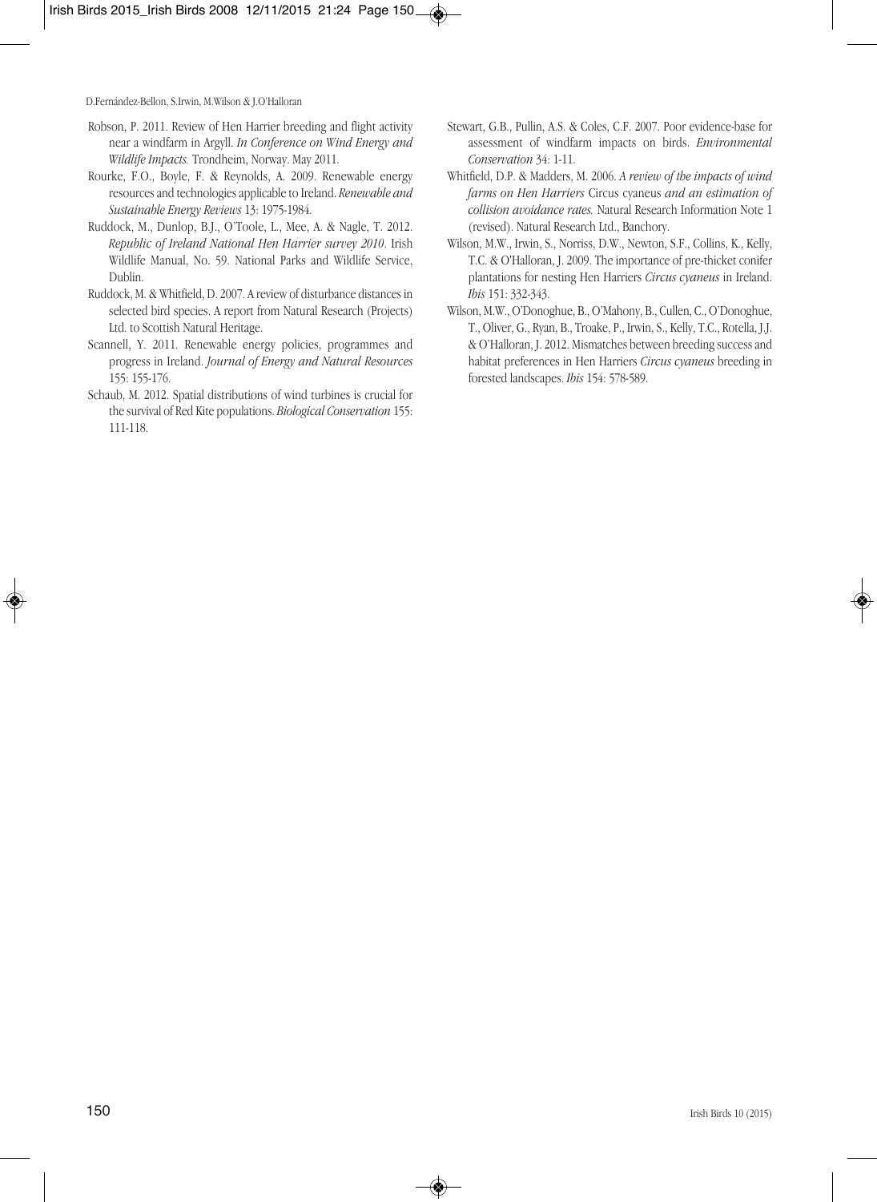Robson, P. 2011. Review of Hen Harrier breeding and flight activity near a windfarm in Argyll. *In Conference on Wind Energy and Wildlife Impacts.* Trondheim, Norway. May 2011.

Rourke, F.O., Boyle, F. & Reynolds, A. 2009. Renewable energy resources and technologies applicable to Ireland. *Renewable and Sustainable Energy Reviews* 13: 1975-1984.

Ruddock, M., Dunlop, B.J., O'Toole, L., Mee, A. & Nagle, T. 2012. *Republic of Ireland National Hen Harrier survey 2010*. Irish Wildlife Manual, No. 59. National Parks and Wildlife Service, Dublin.

Ruddock, M. & Whitfield, D. 2007. A review of disturbance distances in selected bird species. A report from Natural Research (Projects) Ltd. to Scottish Natural Heritage.

Scannell, Y. 2011. Renewable energy policies, programmes and progress in Ireland. *Journal of Energy and Natural Resources* 155: 155-176.

Schaub, M. 2012. Spatial distributions of wind turbines is crucial for the survival of Red Kite populations. *Biological Conservation* 155: 111-118.

Stewart, G.B., Pullin, A.S. & Coles, C.F. 2007. Poor evidence-base for assessment of windfarm impacts on birds. *Environmental Conservation* 34: 1-11.

Whitfield, D.P. & Madders, M. 2006. *A review of the impacts of wind farms on Hen Harriers* Circus cyaneus *and an estimation of collision avoidance rates.* Natural Research Information Note 1 (revised). Natural Research Ltd., Banchory.

Wilson, M.W., Irwin, S., Norriss, D.W., Newton, S.F., Collins, K., Kelly, T.C. & O'Halloran, J. 2009. The importance of pre-thicket conifer plantations for nesting Hen Harriers *Circus cyaneus* in Ireland. *Ibis* 151: 332-343.

Wilson, M.W., O'Donoghue, B., O'Mahony, B., Cullen, C., O'Donoghue, T., Oliver, G., Ryan, B., Troake, P., Irwin, S., Kelly, T.C., Rotella, J.J. & O'Halloran, J. 2012. Mismatches between breeding success and habitat preferences in Hen Harriers *Circus cyaneus* breeding in forested landscapes. *Ibis* 154: 578-589.